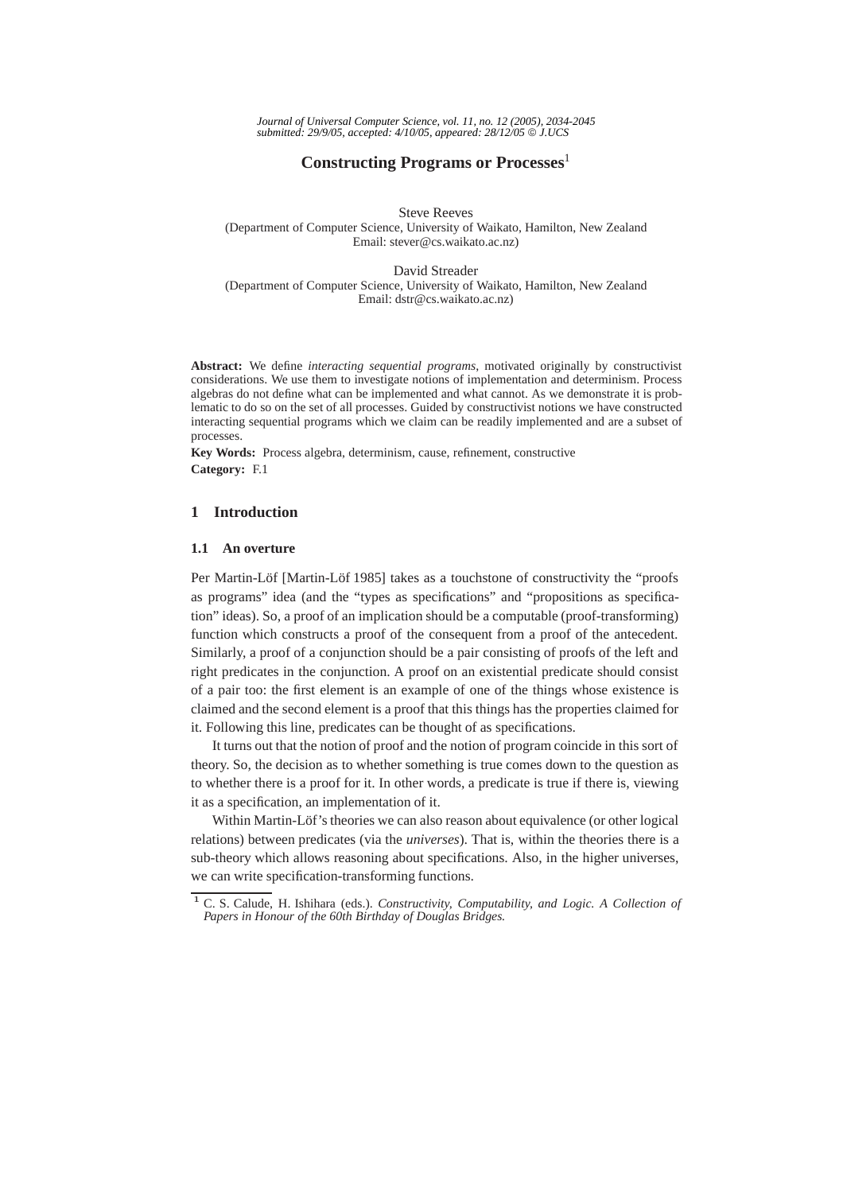# Constructing Programs or Processes[1]

Steve Reeves
(Department of Computer Science, University of Waikato, Hamilton, New Zealand
Email: stever@cs.waikato.ac.nz)

David Streader
(Department of Computer Science, University of Waikato, Hamilton, New Zealand
Email: dstr@cs.waikato.ac.nz)

**Abstract:** We define *interacting sequential programs*, motivated originally by constructivist considerations. We use them to investigate notions of implementation and determinism. Process algebras do not define what can be implemented and what cannot. As we demonstrate it is problematic to do so on the set of all processes. Guided by constructivist notions we have constructed interacting sequential programs which we claim can be readily implemented and are a subset of processes.

**Key Words:** Process algebra, determinism, cause, refinement, constructive
**Category:** F.1

## 1 Introduction

### 1.1 An overture

Per Martin-Löf [Martin-Löf 1985] takes as a touchstone of constructivity the "proofs as programs" idea (and the "types as specifications" and "propositions as specification" ideas). So, a proof of an implication should be a computable (proof-transforming) function which constructs a proof of the consequent from a proof of the antecedent. Similarly, a proof of a conjunction should be a pair consisting of proofs of the left and right predicates in the conjunction. A proof on an existential predicate should consist of a pair too: the first element is an example of one of the things whose existence is claimed and the second element is a proof that this things has the properties claimed for it. Following this line, predicates can be thought of as specifications.

It turns out that the notion of proof and the notion of program coincide in this sort of theory. So, the decision as to whether something is true comes down to the question as to whether there is a proof for it. In other words, a predicate is true if there is, viewing it as a specification, an implementation of it.

Within Martin-Löf's theories we can also reason about equivalence (or other logical relations) between predicates (via the *universes*). That is, within the theories there is a sub-theory which allows reasoning about specifications. Also, in the higher universes, we can write specification-transforming functions.

---

[1] C. S. Calude, H. Ishihara (eds.). *Constructivity, Computability, and Logic. A Collection of Papers in Honour of the 60th Birthday of Douglas Bridges.*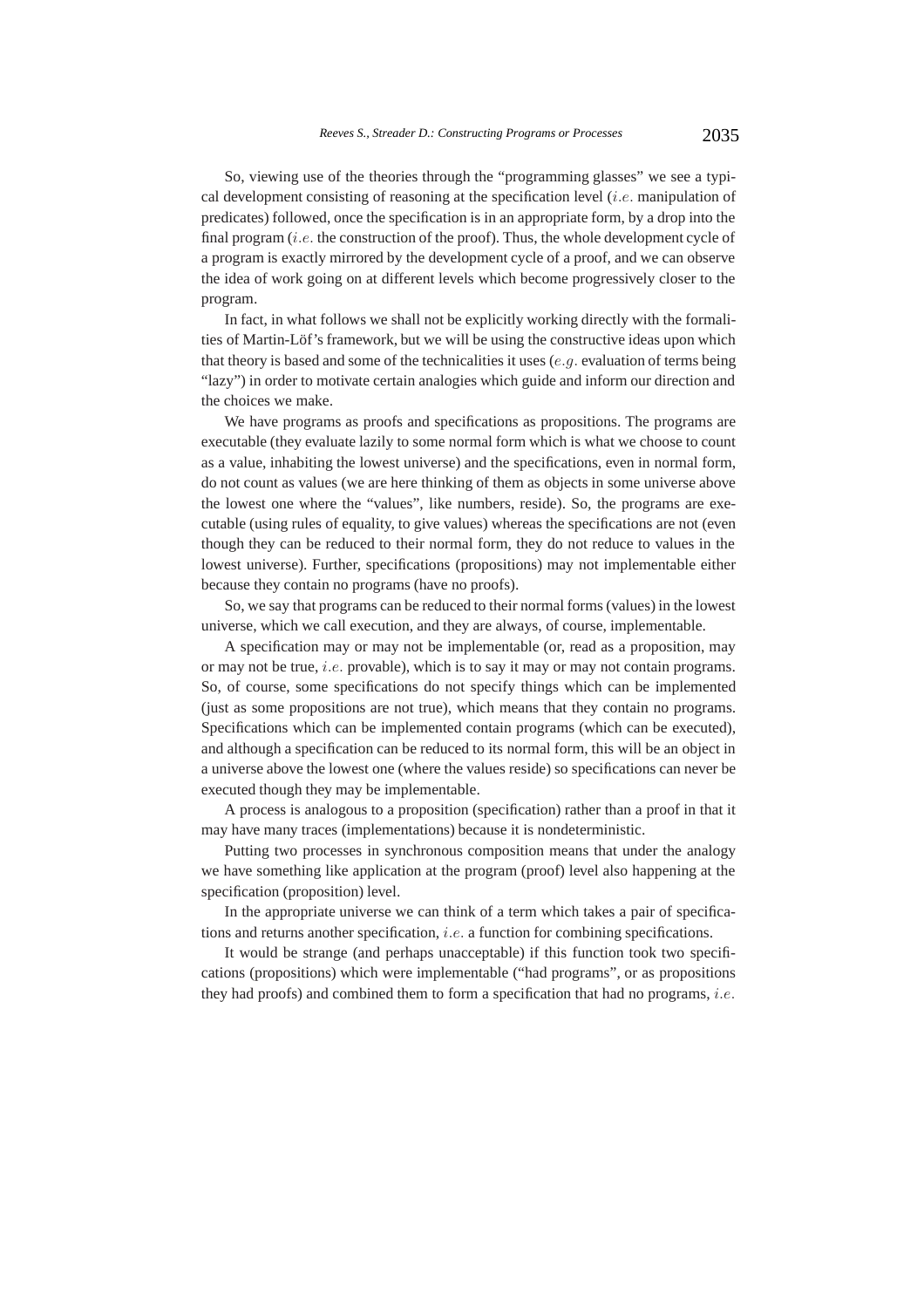So, viewing use of the theories through the "programming glasses" we see a typical development consisting of reasoning at the specification level (*i.e.* manipulation of predicates) followed, once the specification is in an appropriate form, by a drop into the final program (*i.e.* the construction of the proof). Thus, the whole development cycle of a program is exactly mirrored by the development cycle of a proof, and we can observe the idea of work going on at different levels which become progressively closer to the program.

In fact, in what follows we shall not be explicitly working directly with the formalities of Martin-Löf's framework, but we will be using the constructive ideas upon which that theory is based and some of the technicalities it uses (*e.g.* evaluation of terms being "lazy") in order to motivate certain analogies which guide and inform our direction and the choices we make.

We have programs as proofs and specifications as propositions. The programs are executable (they evaluate lazily to some normal form which is what we choose to count as a value, inhabiting the lowest universe) and the specifications, even in normal form, do not count as values (we are here thinking of them as objects in some universe above the lowest one where the "values", like numbers, reside). So, the programs are executable (using rules of equality, to give values) whereas the specifications are not (even though they can be reduced to their normal form, they do not reduce to values in the lowest universe). Further, specifications (propositions) may not implementable either because they contain no programs (have no proofs).

So, we say that programs can be reduced to their normal forms (values) in the lowest universe, which we call execution, and they are always, of course, implementable.

A specification may or may not be implementable (or, read as a proposition, may or may not be true, *i.e.* provable), which is to say it may or may not contain programs. So, of course, some specifications do not specify things which can be implemented (just as some propositions are not true), which means that they contain no programs. Specifications which can be implemented contain programs (which can be executed), and although a specification can be reduced to its normal form, this will be an object in a universe above the lowest one (where the values reside) so specifications can never be executed though they may be implementable.

A process is analogous to a proposition (specification) rather than a proof in that it may have many traces (implementations) because it is nondeterministic.

Putting two processes in synchronous composition means that under the analogy we have something like application at the program (proof) level also happening at the specification (proposition) level.

In the appropriate universe we can think of a term which takes a pair of specifications and returns another specification, *i.e.* a function for combining specifications.

It would be strange (and perhaps unacceptable) if this function took two specifications (propositions) which were implementable ("had programs", or as propositions they had proofs) and combined them to form a specification that had no programs, *i.e.*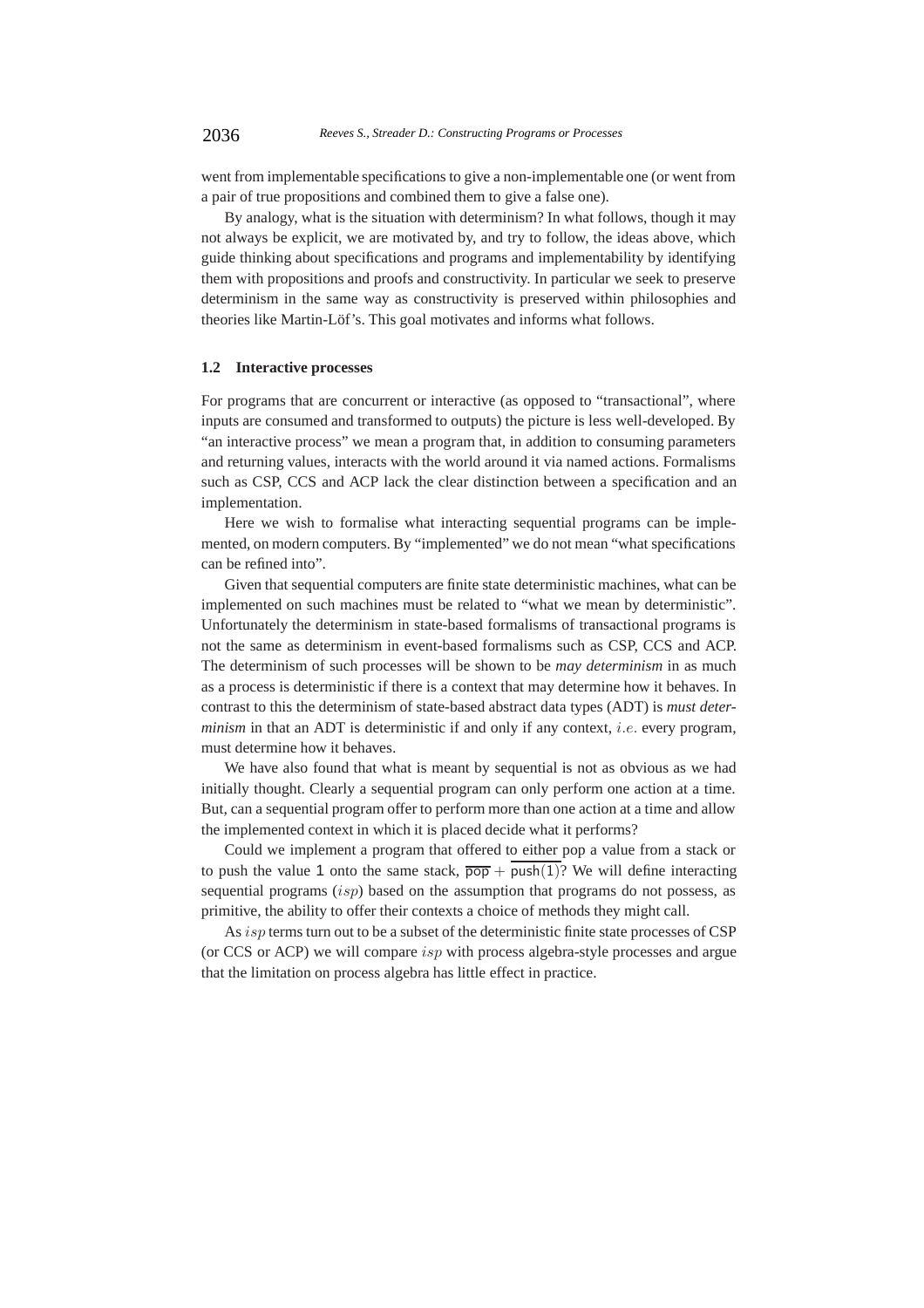went from implementable specifications to give a non-implementable one (or went from a pair of true propositions and combined them to give a false one).

By analogy, what is the situation with determinism? In what follows, though it may not always be explicit, we are motivated by, and try to follow, the ideas above, which guide thinking about specifications and programs and implementability by identifying them with propositions and proofs and constructivity. In particular we seek to preserve determinism in the same way as constructivity is preserved within philosophies and theories like Martin-Löf's. This goal motivates and informs what follows.

### 1.2 Interactive processes

For programs that are concurrent or interactive (as opposed to "transactional", where inputs are consumed and transformed to outputs) the picture is less well-developed. By "an interactive process" we mean a program that, in addition to consuming parameters and returning values, interacts with the world around it via named actions. Formalisms such as CSP, CCS and ACP lack the clear distinction between a specification and an implementation.

Here we wish to formalise what interacting sequential programs can be implemented, on modern computers. By "implemented" we do not mean "what specifications can be refined into".

Given that sequential computers are finite state deterministic machines, what can be implemented on such machines must be related to "what we mean by deterministic". Unfortunately the determinism in state-based formalisms of transactional programs is not the same as determinism in event-based formalisms such as CSP, CCS and ACP. The determinism of such processes will be shown to be *may determinism* in as much as a process is deterministic if there is a context that may determine how it behaves. In contrast to this the determinism of state-based abstract data types (ADT) is *must determinism* in that an ADT is deterministic if and only if any context, $i.e.$ every program, must determine how it behaves.

We have also found that what is meant by sequential is not as obvious as we had initially thought. Clearly a sequential program can only perform one action at a time. But, can a sequential program offer to perform more than one action at a time and allow the implemented context in which it is placed decide what it performs?

Could we implement a program that offered to either pop a value from a stack or to push the value 1 onto the same stack, $\overline{\mathsf{pop}} + \overline{\mathsf{push}(1)}$? We will define interacting sequential programs ($isp$) based on the assumption that programs do not possess, as primitive, the ability to offer their contexts a choice of methods they might call.

As $isp$ terms turn out to be a subset of the deterministic finite state processes of CSP (or CCS or ACP) we will compare $isp$ with process algebra-style processes and argue that the limitation on process algebra has little effect in practice.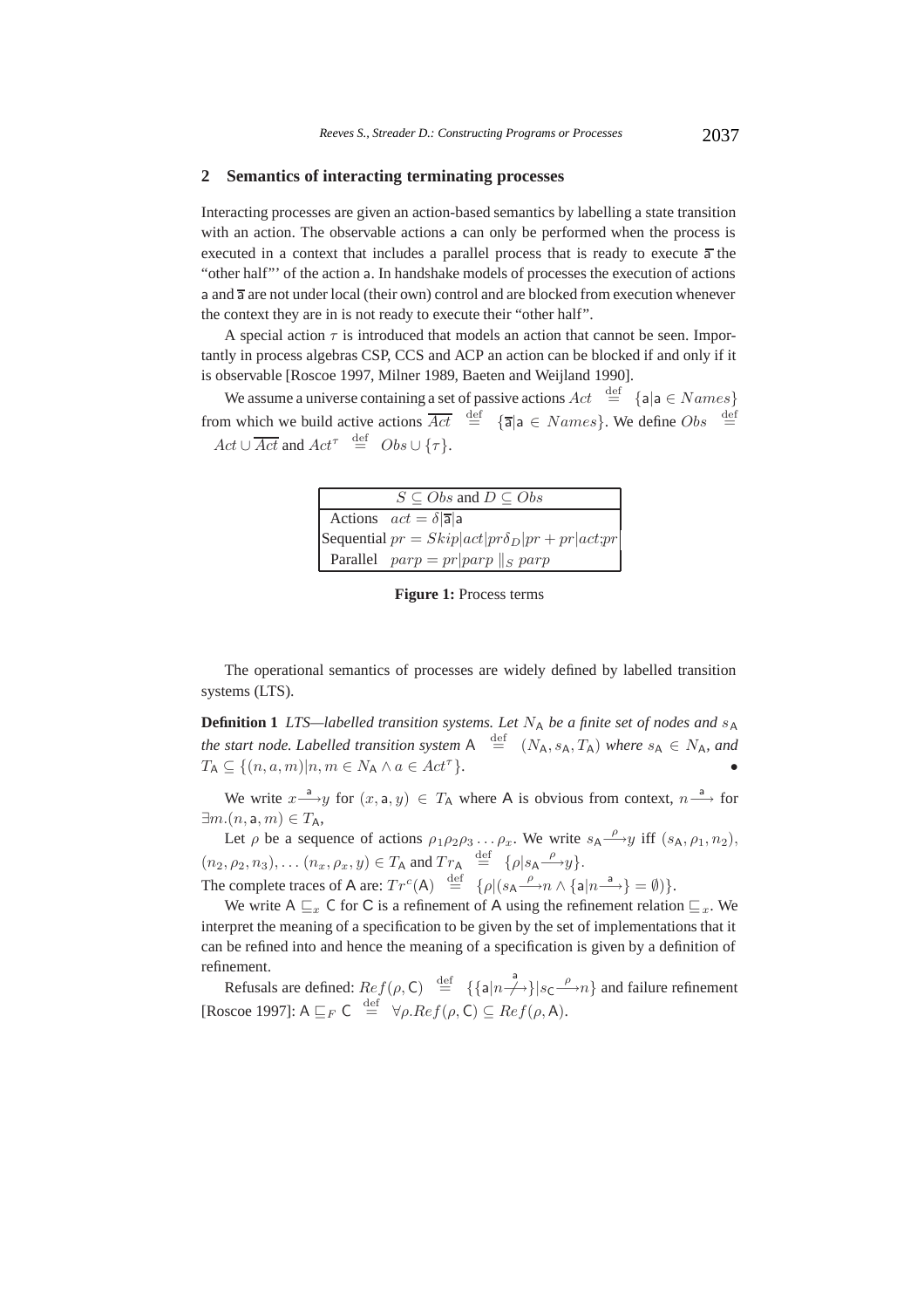## 2 Semantics of interacting terminating processes

Interacting processes are given an action-based semantics by labelling a state transition with an action. The observable actions a can only be performed when the process is executed in a context that includes a parallel process that is ready to execute $\overline{\mathsf{a}}$ the "other half"' of the action a. In handshake models of processes the execution of actions a and $\overline{\mathsf{a}}$ are not under local (their own) control and are blocked from execution whenever the context they are in is not ready to execute their "other half".

A special action $\tau$ is introduced that models an action that cannot be seen. Importantly in process algebras CSP, CCS and ACP an action can be blocked if and only if it is observable [Roscoe 1997, Milner 1989, Baeten and Weijland 1990].

We assume a universe containing a set of passive actions $Act \stackrel{\text{def}}{=} \{\mathsf{a}|\mathsf{a} \in Names\}$ from which we build active actions $\overline{Act} \stackrel{\text{def}}{=} \{\overline{\mathsf{a}}|\mathsf{a} \in Names\}$. We define $Obs \stackrel{\text{def}}{=} Act \cup \overline{Act}$ and $Act^{\tau} \stackrel{\text{def}}{=} Obs \cup \{\tau\}$.

| $S \subseteq Obs$ and $D \subseteq Obs$ |
|---|
| Actions $act = \delta \vert \overline{\mathsf{a}} \vert \mathsf{a}$ |
| Sequential $pr = Skip \vert act \vert pr\delta_D \vert pr + pr \vert act{:}pr$ |
| Parallel $parp = pr \vert parp \parallel_S parp$ |

**Figure 1:** Process terms

The operational semantics of processes are widely defined by labelled transition systems (LTS).

**Definition 1** *LTS—labelled transition systems. Let $N_{\mathsf{A}}$ be a finite set of nodes and $s_{\mathsf{A}}$ the start node. Labelled transition system* $\mathsf{A} \stackrel{\text{def}}{=} (N_{\mathsf{A}}, s_{\mathsf{A}}, T_{\mathsf{A}})$ *where $s_{\mathsf{A}} \in N_{\mathsf{A}}$, and* $T_{\mathsf{A}} \subseteq \{(n, a, m)|n, m \in N_{\mathsf{A}} \wedge a \in Act^{\tau}\}$. •

We write $x \xrightarrow{\mathsf{a}} y$ for $(x, \mathsf{a}, y) \in T_{\mathsf{A}}$ where $\mathsf{A}$ is obvious from context, $n \xrightarrow{\mathsf{a}}$ for $\exists m.(n, \mathsf{a}, m) \in T_{\mathsf{A}}$,

Let $\rho$ be a sequence of actions $\rho_1\rho_2\rho_3 \ldots \rho_x$. We write $s_{\mathsf{A}} \xrightarrow{\rho} y$ iff $(s_{\mathsf{A}}, \rho_1, n_2)$, $(n_2, \rho_2, n_3), \ldots (n_x, \rho_x, y) \in T_{\mathsf{A}}$ and $Tr_{\mathsf{A}} \stackrel{\text{def}}{=} \{\rho|s_{\mathsf{A}} \xrightarrow{\rho} y\}$.
The complete traces of $\mathsf{A}$ are: $Tr^c(\mathsf{A}) \stackrel{\text{def}}{=} \{\rho|(s_{\mathsf{A}} \xrightarrow{\rho} n \wedge \{\mathsf{a}|n \xrightarrow{\mathsf{a}}\} = \emptyset)\}$.

We write $\mathsf{A} \sqsubseteq_x \mathsf{C}$ for $\mathsf{C}$ is a refinement of $\mathsf{A}$ using the refinement relation $\sqsubseteq_x$. We interpret the meaning of a specification to be given by the set of implementations that it can be refined into and hence the meaning of a specification is given by a definition of refinement.

Refusals are defined: $Ref(\rho, \mathsf{C}) \stackrel{\text{def}}{=} \{\{\mathsf{a}|n \stackrel{\mathsf{a}}{\not\longrightarrow}\}|s_{\mathsf{C}} \xrightarrow{\rho} n\}$ and failure refinement [Roscoe 1997]: $\mathsf{A} \sqsubseteq_F \mathsf{C} \stackrel{\text{def}}{=} \forall \rho.Ref(\rho, \mathsf{C}) \subseteq Ref(\rho, \mathsf{A})$.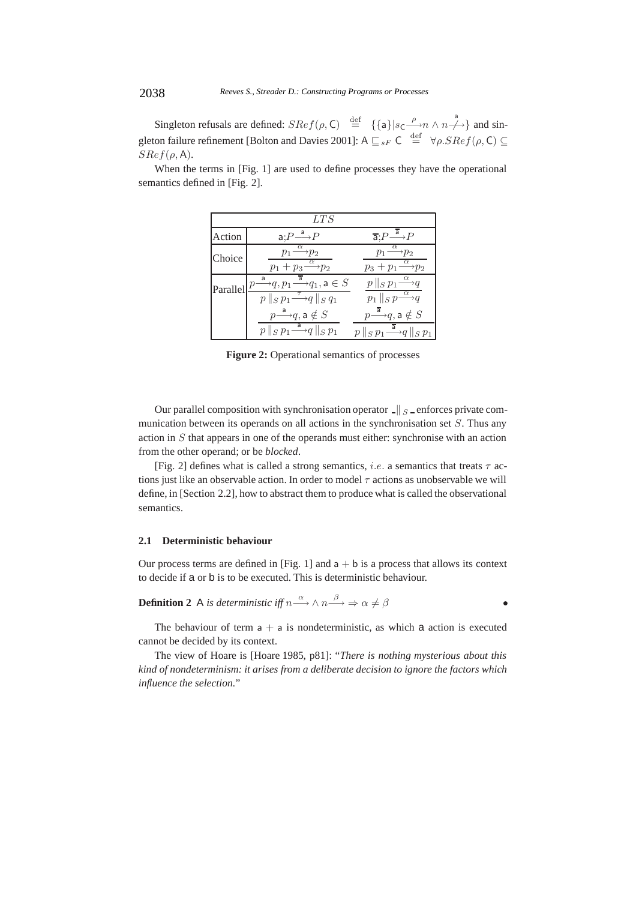Singleton refusals are defined: $SRef(\rho, \mathsf{C}) \stackrel{\text{def}}{=} \{\{\mathsf{a}\} | s_{\mathsf{C}} \stackrel{\rho}{\longrightarrow} n \wedge n \stackrel{\mathsf{a}}{\not\longrightarrow}\}$ and singleton failure refinement [Bolton and Davies 2001]: $\mathsf{A} \sqsubseteq_{sF} \mathsf{C} \stackrel{\text{def}}{=} \forall \rho. SRef(\rho, \mathsf{C}) \subseteq SRef(\rho, \mathsf{A})$.

When the terms in [Fig. 1] are used to define processes they have the operational semantics defined in [Fig. 2].

| $LTS$ | | |
|---|---|---|
| Action | $\mathsf{a};P \stackrel{\mathsf{a}}{\longrightarrow} P$ | $\overline{\mathsf{a}};P \stackrel{\overline{\mathsf{a}}}{\longrightarrow} P$ |
| Choice | $\dfrac{p_1 \stackrel{\alpha}{\longrightarrow} p_2}{p_1 + p_3 \stackrel{\alpha}{\longrightarrow} p_2}$ | $\dfrac{p_1 \stackrel{\alpha}{\longrightarrow} p_2}{p_3 + p_1 \stackrel{\alpha}{\longrightarrow} p_2}$ |
| Parallel | $\dfrac{p \stackrel{\mathsf{a}}{\longrightarrow} q, p_1 \stackrel{\overline{\mathsf{a}}}{\longrightarrow} q_1, \mathsf{a} \in S}{p \parallel_S p_1 \stackrel{\tau}{\longrightarrow} q \parallel_S q_1}$ | $\dfrac{p \parallel_S p_1 \stackrel{\alpha}{\longrightarrow} q}{p_1 \parallel_S p \stackrel{\alpha}{\longrightarrow} q}$ |
| | $\dfrac{p \stackrel{\mathsf{a}}{\longrightarrow} q, \mathsf{a} \notin S}{p \parallel_S p_1 \stackrel{\mathsf{a}}{\longrightarrow} q \parallel_S p_1}$ | $\dfrac{p \stackrel{\overline{\mathsf{a}}}{\longrightarrow} q, \mathsf{a} \notin S}{p \parallel_S p_1 \stackrel{\overline{\mathsf{a}}}{\longrightarrow} q \parallel_S p_1}$ |

**Figure 2:** Operational semantics of processes

Our parallel composition with synchronisation operator $\_ \parallel_S \_$ enforces private communication between its operands on all actions in the synchronisation set $S$. Thus any action in $S$ that appears in one of the operands must either: synchronise with an action from the other operand; or be *blocked*.

[Fig. 2] defines what is called a strong semantics, $i.e.$ a semantics that treats $\tau$ actions just like an observable action. In order to model $\tau$ actions as unobservable we will define, in [Section 2.2], how to abstract them to produce what is called the observational semantics.

### 2.1 Deterministic behaviour

Our process terms are defined in [Fig. 1] and $\mathsf{a} + \mathsf{b}$ is a process that allows its context to decide if a or b is to be executed. This is deterministic behaviour.

**Definition 2** A *is deterministic iff* $n \stackrel{\alpha}{\longrightarrow} \wedge\, n \stackrel{\beta}{\longrightarrow} \Rightarrow \alpha \neq \beta$ •

The behaviour of term $\mathsf{a} + \mathsf{a}$ is nondeterministic, as which a action is executed cannot be decided by its context.

The view of Hoare is [Hoare 1985, p81]: "*There is nothing mysterious about this kind of nondeterminism: it arises from a deliberate decision to ignore the factors which influence the selection.*"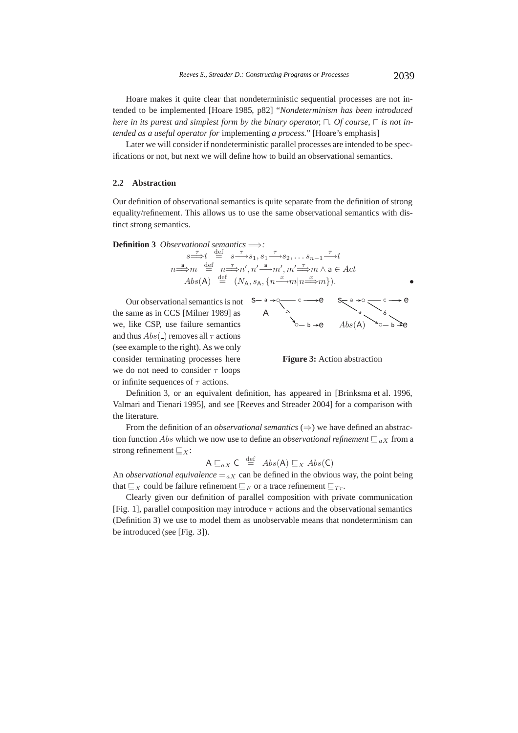Hoare makes it quite clear that nondeterministic sequential processes are not intended to be implemented [Hoare 1985, p82] "*Nondeterminism has been introduced here in its purest and simplest form by the binary operator,* $\sqcap$*. Of course,* $\sqcap$ *is not intended as a useful operator for* implementing *a process.*" [Hoare's emphasis]

Later we will consider if nondeterministic parallel processes are intended to be specifications or not, but next we will define how to build an observational semantics.

### 2.2 Abstraction

Our definition of observational semantics is quite separate from the definition of strong equality/refinement. This allows us to use the same observational semantics with distinct strong semantics.

**Definition 3** *Observational semantics* $\Longrightarrow$*:*

$$s \stackrel{\tau}{\Longrightarrow} t \stackrel{\text{def}}{=} s \stackrel{\tau}{\longrightarrow} s_1, s_1 \stackrel{\tau}{\longrightarrow} s_2, \ldots s_{n-1} \stackrel{\tau}{\longrightarrow} t$$
$$n \stackrel{\mathsf{a}}{\Longrightarrow} m \stackrel{\text{def}}{=} n \stackrel{\tau}{\Longrightarrow} n', n' \stackrel{\mathsf{a}}{\longrightarrow} m', m' \stackrel{\tau}{\Longrightarrow} m \wedge \mathsf{a} \in Act$$
$$Abs(\mathsf{A}) \stackrel{\text{def}}{=} (N_{\mathsf{A}}, s_{\mathsf{A}}, \{n \stackrel{x}{\longrightarrow} m \mid n \stackrel{x}{\Longrightarrow} m\}).$$

•

Our observational semantics is not the same as in CCS [Milner 1989] as we, like CSP, use failure semantics and thus $Abs(\_)$ removes all $\tau$ actions (see example to the right). As we only consider terminating processes here we do not need to consider $\tau$ loops or infinite sequences of $\tau$ actions.

**Figure 3:** Action abstraction

Definition 3, or an equivalent definition, has appeared in [Brinksma et al. 1996, Valmari and Tienari 1995], and see [Reeves and Streader 2004] for a comparison with the literature.

From the definition of an *observational semantics* ($\Rightarrow$) we have defined an abstraction function $Abs$ which we now use to define an *observational refinement* $\sqsubseteq_{aX}$ from a strong refinement $\sqsubseteq_X$:

$$\mathsf{A} \sqsubseteq_{aX} \mathsf{C} \stackrel{\text{def}}{=} Abs(\mathsf{A}) \sqsubseteq_X Abs(\mathsf{C})$$

An *observational equivalence* $=_{aX}$ can be defined in the obvious way, the point being that $\sqsubseteq_X$ could be failure refinement $\sqsubseteq_F$ or a trace refinement $\sqsubseteq_{Tr}$.

Clearly given our definition of parallel composition with private communication [Fig. 1], parallel composition may introduce $\tau$ actions and the observational semantics (Definition 3) we use to model them as unobservable means that nondeterminism can be introduced (see [Fig. 3]).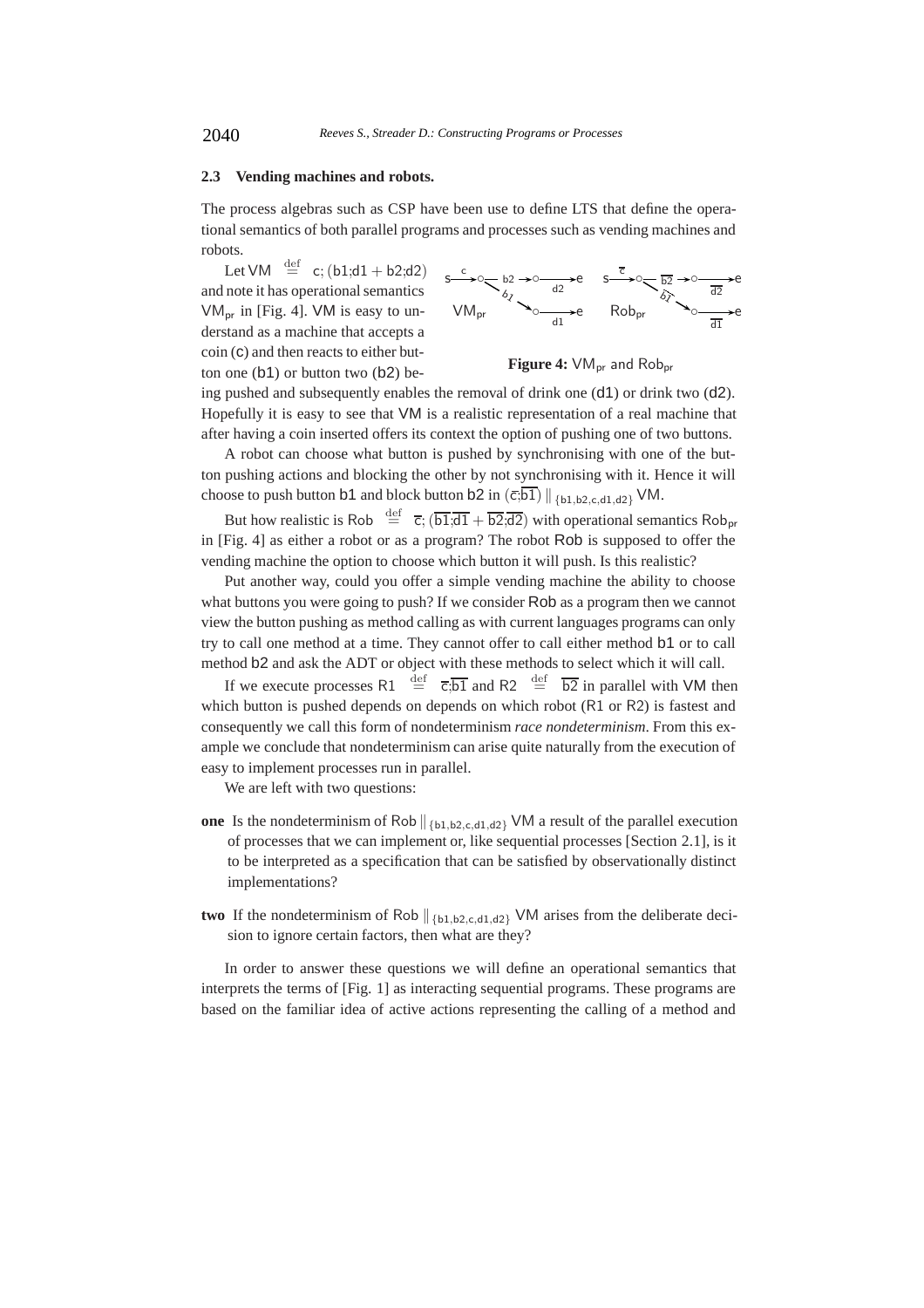### 2.3 Vending machines and robots.

The process algebras such as CSP have been use to define LTS that define the operational semantics of both parallel programs and processes such as vending machines and robots.

Let $\mathsf{VM} \stackrel{\text{def}}{=} \mathsf{c};(\mathsf{b1};\mathsf{d1} + \mathsf{b2};\mathsf{d2})$ and note it has operational semantics $\mathsf{VM_{pr}}$ in [Fig. 4]. VM is easy to understand as a machine that accepts a coin (c) and then reacts to either button one (b1) or button two (b2) being pushed and subsequently enables the removal of drink one (d1) or drink two (d2). Hopefully it is easy to see that VM is a realistic representation of a real machine that after having a coin inserted offers its context the option of pushing one of two buttons.

**Figure 4:** $\mathsf{VM_{pr}}$ and $\mathsf{Rob_{pr}}$

A robot can choose what button is pushed by synchronising with one of the button pushing actions and blocking the other by not synchronising with it. Hence it will choose to push button b1 and block button b2 in $(\overline{\mathsf{c}};\overline{\mathsf{b1}}) \parallel_{\{\mathsf{b1},\mathsf{b2},\mathsf{c},\mathsf{d1},\mathsf{d2}\}} \mathsf{VM}$.

But how realistic is $\mathsf{Rob} \stackrel{\text{def}}{=} \overline{\mathsf{c}};(\overline{\mathsf{b1}};\overline{\mathsf{d1}} + \overline{\mathsf{b2}};\overline{\mathsf{d2}})$ with operational semantics $\mathsf{Rob_{pr}}$ in [Fig. 4] as either a robot or as a program? The robot Rob is supposed to offer the vending machine the option to choose which button it will push. Is this realistic?

Put another way, could you offer a simple vending machine the ability to choose what buttons you were going to push? If we consider Rob as a program then we cannot view the button pushing as method calling as with current languages programs can only try to call one method at a time. They cannot offer to call either method b1 or to call method b2 and ask the ADT or object with these methods to select which it will call.

If we execute processes $\mathsf{R1} \stackrel{\text{def}}{=} \overline{\mathsf{c}};\overline{\mathsf{b1}}$ and $\mathsf{R2} \stackrel{\text{def}}{=} \overline{\mathsf{b2}}$ in parallel with VM then which button is pushed depends on depends on which robot (R1 or R2) is fastest and consequently we call this form of nondeterminism *race nondeterminism*. From this example we conclude that nondeterminism can arise quite naturally from the execution of easy to implement processes run in parallel.

We are left with two questions:

**one** Is the nondeterminism of $\mathsf{Rob} \parallel_{\{\mathsf{b1},\mathsf{b2},\mathsf{c},\mathsf{d1},\mathsf{d2}\}} \mathsf{VM}$ a result of the parallel execution of processes that we can implement or, like sequential processes [Section 2.1], is it to be interpreted as a specification that can be satisfied by observationally distinct implementations?

**two** If the nondeterminism of $\mathsf{Rob} \parallel_{\{\mathsf{b1},\mathsf{b2},\mathsf{c},\mathsf{d1},\mathsf{d2}\}} \mathsf{VM}$ arises from the deliberate decision to ignore certain factors, then what are they?

In order to answer these questions we will define an operational semantics that interprets the terms of [Fig. 1] as interacting sequential programs. These programs are based on the familiar idea of active actions representing the calling of a method and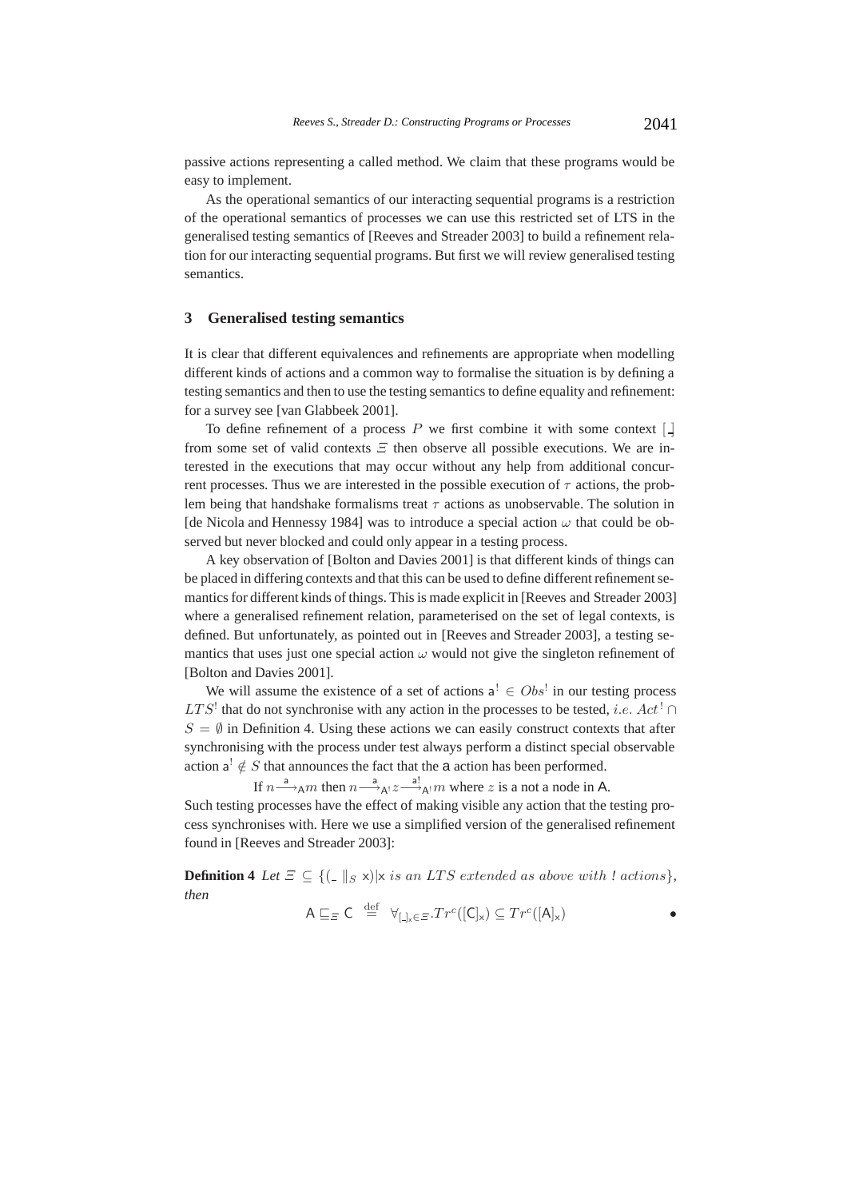passive actions representing a called method. We claim that these programs would be easy to implement.

As the operational semantics of our interacting sequential programs is a restriction of the operational semantics of processes we can use this restricted set of LTS in the generalised testing semantics of [Reeves and Streader 2003] to build a refinement relation for our interacting sequential programs. But first we will review generalised testing semantics.

## 3 Generalised testing semantics

It is clear that different equivalences and refinements are appropriate when modelling different kinds of actions and a common way to formalise the situation is by defining a testing semantics and then to use the testing semantics to define equality and refinement: for a survey see [van Glabbeek 2001].

To define refinement of a process $P$ we first combine it with some context $[\_]$ from some set of valid contexts $\Xi$ then observe all possible executions. We are interested in the executions that may occur without any help from additional concurrent processes. Thus we are interested in the possible execution of $\tau$ actions, the problem being that handshake formalisms treat $\tau$ actions as unobservable. The solution in [de Nicola and Hennessy 1984] was to introduce a special action $\omega$ that could be observed but never blocked and could only appear in a testing process.

A key observation of [Bolton and Davies 2001] is that different kinds of things can be placed in differing contexts and that this can be used to define different refinement semantics for different kinds of things. This is made explicit in [Reeves and Streader 2003] where a generalised refinement relation, parameterised on the set of legal contexts, is defined. But unfortunately, as pointed out in [Reeves and Streader 2003], a testing semantics that uses just one special action $\omega$ would not give the singleton refinement of [Bolton and Davies 2001].

We will assume the existence of a set of actions $\mathsf{a}^! \in Obs^!$ in our testing process $LTS^!$ that do not synchronise with any action in the processes to be tested, $i.e.$ $Act^! \cap S = \emptyset$ in Definition 4. Using these actions we can easily construct contexts that after synchronising with the process under test always perform a distinct special observable action $\mathsf{a}^! \notin S$ that announces the fact that the $\mathsf{a}$ action has been performed.

If $n \xrightarrow{\mathsf{a}}_{\mathsf{A}} m$ then $n \xrightarrow{\mathsf{a}}_{\mathsf{A}^!} z \xrightarrow{\mathsf{a}!}_{\mathsf{A}^!} m$ where $z$ is a not a node in $\mathsf{A}$.

Such testing processes have the effect of making visible any action that the testing process synchronises with. Here we use a simplified version of the generalised refinement found in [Reeves and Streader 2003]:

**Definition 4** *Let* $\Xi \subseteq \{(\_ \parallel_S \mathsf{x}) | \mathsf{x}$ *is an* $LTS$ *extended as above with ! actions*$\}$, *then*

$$\mathsf{A} \sqsubseteq_{\Xi} \mathsf{C} \stackrel{\text{def}}{=} \forall_{[\_]_{\mathsf{x}} \in \Xi}. Tr^c([\mathsf{C}]_{\mathsf{x}}) \subseteq Tr^c([\mathsf{A}]_{\mathsf{x}}) \qquad \bullet$$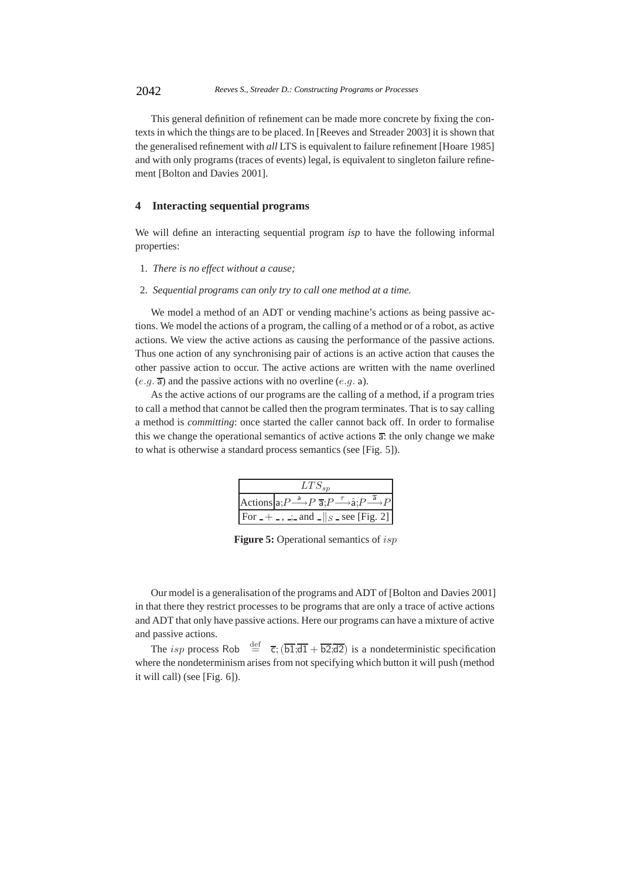This general definition of refinement can be made more concrete by fixing the contexts in which the things are to be placed. In [Reeves and Streader 2003] it is shown that the generalised refinement with *all* LTS is equivalent to failure refinement [Hoare 1985] and with only programs (traces of events) legal, is equivalent to singleton failure refinement [Bolton and Davies 2001].

## 4 Interacting sequential programs

We will define an interacting sequential program *isp* to have the following informal properties:

1. *There is no effect without a cause;*
2. *Sequential programs can only try to call one method at a time.*

We model a method of an ADT or vending machine's actions as being passive actions. We model the actions of a program, the calling of a method or of a robot, as active actions. We view the active actions as causing the performance of the passive actions. Thus one action of any synchronising pair of actions is an active action that causes the other passive action to occur. The active actions are written with the name overlined ($e.g.$ $\overline{\mathsf{a}}$) and the passive actions with no overline ($e.g.$ $\mathsf{a}$).

As the active actions of our programs are the calling of a method, if a program tries to call a method that cannot be called then the program terminates. That is to say calling a method is *committing*: once started the caller cannot back off. In order to formalise this we change the operational semantics of active actions $\overline{\mathsf{a}}$: the only change we make to what is otherwise a standard process semantics (see [Fig. 5]).

| $LTS_{sp}$ | |
|---|---|
| Actions | $\mathsf{a};P \xrightarrow{\mathsf{a}} P$ $\;\overline{\mathsf{a}};P \xrightarrow{\tau} \hat{\mathsf{a}};P \xrightarrow{\overline{\mathsf{a}}} P$ |
| For $\_+\_$, $\_;\_$ and $\_\|_S\_$ see [Fig. 2] | |

**Figure 5:** Operational semantics of $isp$

Our model is a generalisation of the programs and ADT of [Bolton and Davies 2001] in that there they restrict processes to be programs that are only a trace of active actions and ADT that only have passive actions. Here our programs can have a mixture of active and passive actions.

The $isp$ process $\mathsf{Rob} \stackrel{\mathrm{def}}{=} \overline{\mathsf{c}}; (\overline{\mathsf{b1}};\overline{\mathsf{d1}} + \overline{\mathsf{b2}};\overline{\mathsf{d2}})$ is a nondeterministic specification where the nondeterminism arises from not specifying which button it will push (method it will call) (see [Fig. 6]).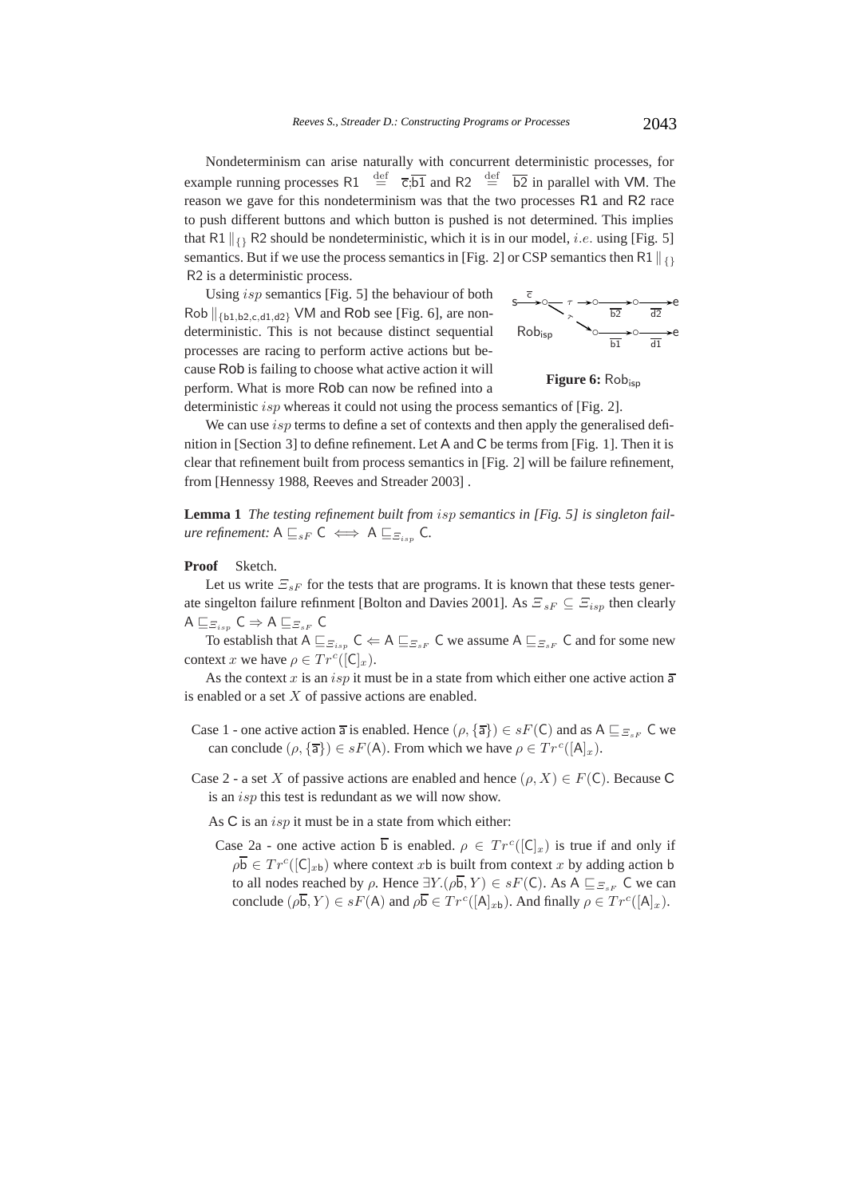Nondeterminism can arise naturally with concurrent deterministic processes, for example running processes R1 $\stackrel{\text{def}}{=}$ $\overline{\mathsf{c}};\overline{\mathsf{b1}}$ and R2 $\stackrel{\text{def}}{=}$ $\overline{\mathsf{b2}}$ in parallel with VM. The reason we gave for this nondeterminism was that the two processes R1 and R2 race to push different buttons and which button is pushed is not determined. This implies that R1 $\|_{\{\}}$ R2 should be nondeterministic, which it is in our model, *i.e.* using [Fig. 5] semantics. But if we use the process semantics in [Fig. 2] or CSP semantics then R1 $\|_{\{\}}$ R2 is a deterministic process.

Using $isp$ semantics [Fig. 5] the behaviour of both Rob $\|_{\{\mathsf{b1},\mathsf{b2},\mathsf{c},\mathsf{d1},\mathsf{d2}\}}$ VM and Rob see [Fig. 6], are nondeterministic. This is not because distinct sequential processes are racing to perform active actions but because Rob is failing to choose what active action it will perform. What is more Rob can now be refined into a deterministic $isp$ whereas it could not using the process semantics of [Fig. 2].

**Figure 6:** $\mathsf{Rob_{isp}}$

We can use $isp$ terms to define a set of contexts and then apply the generalised definition in [Section 3] to define refinement. Let A and C be terms from [Fig. 1]. Then it is clear that refinement built from process semantics in [Fig. 2] will be failure refinement, from [Hennessy 1988, Reeves and Streader 2003] .

**Lemma 1** *The testing refinement built from $isp$ semantics in [Fig. 5] is singleton failure refinement:* $\mathsf{A} \sqsubseteq_{sF} \mathsf{C} \iff \mathsf{A} \sqsubseteq_{\Xi_{isp}} \mathsf{C}$.

**Proof** Sketch.

Let us write $\Xi_{sF}$ for the tests that are programs. It is known that these tests generate singelton failure refinment [Bolton and Davies 2001]. As $\Xi_{sF} \subseteq \Xi_{isp}$ then clearly $\mathsf{A} \sqsubseteq_{\Xi_{isp}} \mathsf{C} \Rightarrow \mathsf{A} \sqsubseteq_{\Xi_{sF}} \mathsf{C}$

To establish that $\mathsf{A} \sqsubseteq_{\Xi_{isp}} \mathsf{C} \Leftarrow \mathsf{A} \sqsubseteq_{\Xi_{sF}} \mathsf{C}$ we assume $\mathsf{A} \sqsubseteq_{\Xi_{sF}} \mathsf{C}$ and for some new context $x$ we have $\rho \in Tr^c([\mathsf{C}]_x)$.

As the context $x$ is an $isp$ it must be in a state from which either one active action $\overline{\mathsf{a}}$ is enabled or a set $X$ of passive actions are enabled.

- Case 1 - one active action $\overline{\mathsf{a}}$ is enabled. Hence $(\rho, \{\overline{\mathsf{a}}\}) \in sF(\mathsf{C})$ and as $\mathsf{A} \sqsubseteq_{\Xi_{sF}} \mathsf{C}$ we can conclude $(\rho, \{\overline{\mathsf{a}}\}) \in sF(\mathsf{A})$. From which we have $\rho \in Tr^c([\mathsf{A}]_x)$.
- Case 2 - a set $X$ of passive actions are enabled and hence $(\rho, X) \in F(\mathsf{C})$. Because C is an $isp$ this test is redundant as we will now show.

  As C is an $isp$ it must be in a state from which either:

  - Case 2a - one active action $\overline{\mathsf{b}}$ is enabled. $\rho \in Tr^c([\mathsf{C}]_x)$ is true if and only if $\rho\overline{\mathsf{b}} \in Tr^c([\mathsf{C}]_{x\mathsf{b}})$ where context $x\mathsf{b}$ is built from context $x$ by adding action b to all nodes reached by $\rho$. Hence $\exists Y.(\rho\overline{\mathsf{b}}, Y) \in sF(\mathsf{C})$. As $\mathsf{A} \sqsubseteq_{\Xi_{sF}} \mathsf{C}$ we can conclude $(\rho\overline{\mathsf{b}}, Y) \in sF(\mathsf{A})$ and $\rho\overline{\mathsf{b}} \in Tr^c([\mathsf{A}]_{x\mathsf{b}})$. And finally $\rho \in Tr^c([\mathsf{A}]_x)$.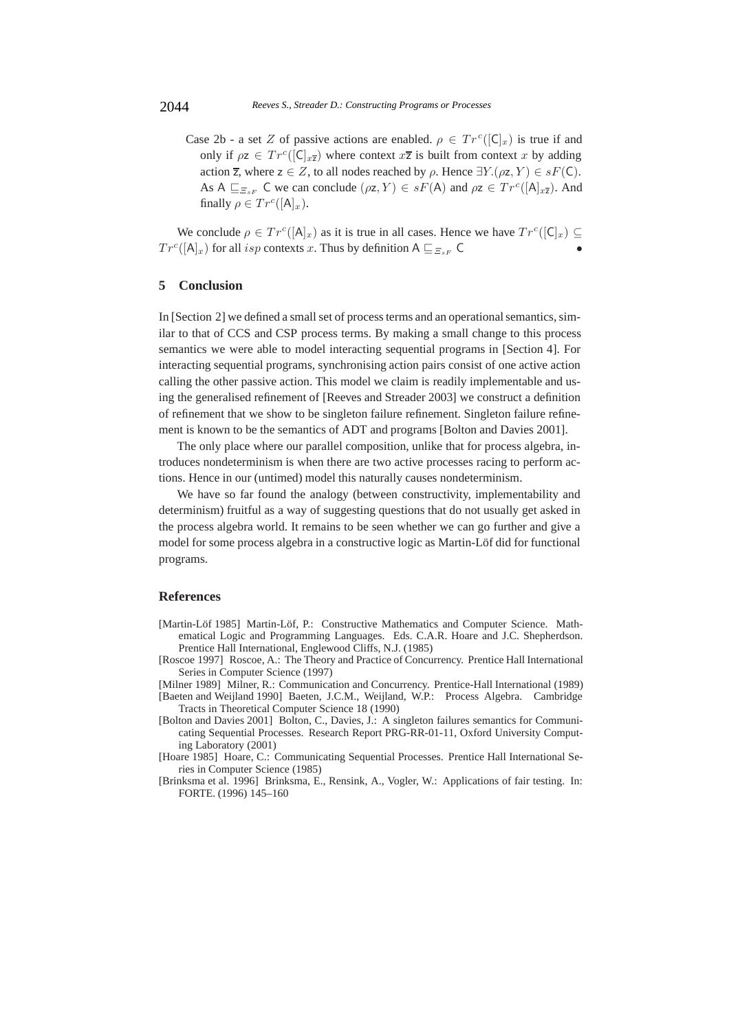Case 2b - a set $Z$ of passive actions are enabled. $\rho \in Tr^c([\mathsf{C}]_x)$ is true if and only if $\rho\mathsf{z} \in Tr^c([\mathsf{C}]_{x\overline{\mathsf{z}}})$ where context $x\overline{\mathsf{z}}$ is built from context $x$ by adding action $\overline{\mathsf{z}}$, where $\mathsf{z} \in Z$, to all nodes reached by $\rho$. Hence $\exists Y.(\rho\mathsf{z}, Y) \in sF(\mathsf{C})$. As $\mathsf{A} \sqsubseteq_{\Xi_{sF}} \mathsf{C}$ we can conclude $(\rho\mathsf{z}, Y) \in sF(\mathsf{A})$ and $\rho\mathsf{z} \in Tr^c([\mathsf{A}]_{x\overline{\mathsf{z}}})$. And finally $\rho \in Tr^c([\mathsf{A}]_x)$.

We conclude $\rho \in Tr^c([\mathsf{A}]_x)$ as it is true in all cases. Hence we have $Tr^c([\mathsf{C}]_x) \subseteq Tr^c([\mathsf{A}]_x)$ for all $isp$ contexts $x$. Thus by definition $\mathsf{A} \sqsubseteq_{\Xi_{sF}} \mathsf{C}$ •

## 5 Conclusion

In [Section 2] we defined a small set of process terms and an operational semantics, similar to that of CCS and CSP process terms. By making a small change to this process semantics we were able to model interacting sequential programs in [Section 4]. For interacting sequential programs, synchronising action pairs consist of one active action calling the other passive action. This model we claim is readily implementable and using the generalised refinement of [Reeves and Streader 2003] we construct a definition of refinement that we show to be singleton failure refinement. Singleton failure refinement is known to be the semantics of ADT and programs [Bolton and Davies 2001].

The only place where our parallel composition, unlike that for process algebra, introduces nondeterminism is when there are two active processes racing to perform actions. Hence in our (untimed) model this naturally causes nondeterminism.

We have so far found the analogy (between constructivity, implementability and determinism) fruitful as a way of suggesting questions that do not usually get asked in the process algebra world. It remains to be seen whether we can go further and give a model for some process algebra in a constructive logic as Martin-Löf did for functional programs.

## References

[Martin-Löf 1985] Martin-Löf, P.: Constructive Mathematics and Computer Science. Mathematical Logic and Programming Languages. Eds. C.A.R. Hoare and J.C. Shepherdson. Prentice Hall International, Englewood Cliffs, N.J. (1985)

[Roscoe 1997] Roscoe, A.: The Theory and Practice of Concurrency. Prentice Hall International Series in Computer Science (1997)

[Milner 1989] Milner, R.: Communication and Concurrency. Prentice-Hall International (1989)

[Baeten and Weijland 1990] Baeten, J.C.M., Weijland, W.P.: Process Algebra. Cambridge Tracts in Theoretical Computer Science 18 (1990)

[Bolton and Davies 2001] Bolton, C., Davies, J.: A singleton failures semantics for Communicating Sequential Processes. Research Report PRG-RR-01-11, Oxford University Computing Laboratory (2001)

[Hoare 1985] Hoare, C.: Communicating Sequential Processes. Prentice Hall International Series in Computer Science (1985)

[Brinksma et al. 1996] Brinksma, E., Rensink, A., Vogler, W.: Applications of fair testing. In: FORTE. (1996) 145–160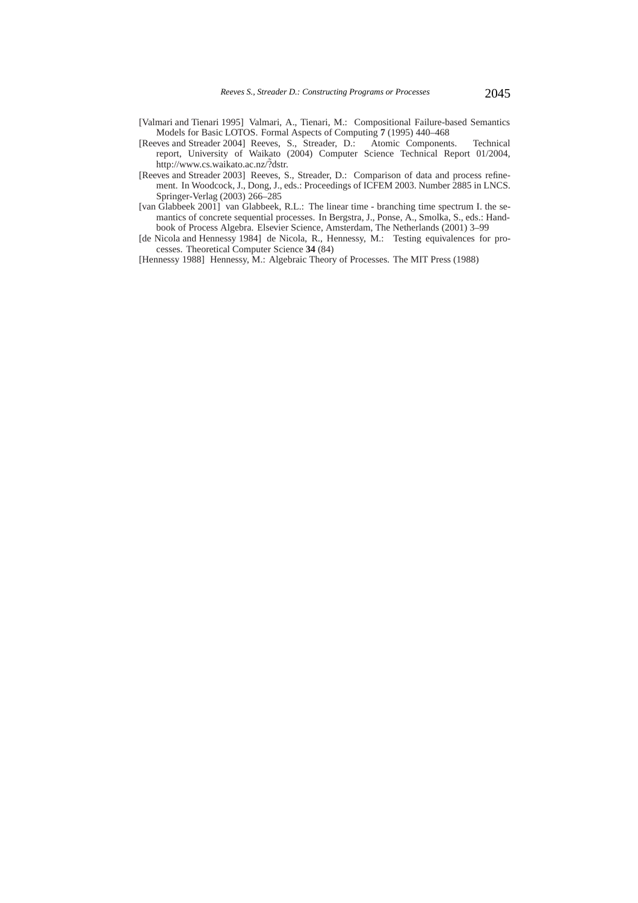[Valmari and Tienari 1995] Valmari, A., Tienari, M.: Compositional Failure-based Semantics Models for Basic LOTOS. Formal Aspects of Computing **7** (1995) 440–468

[Reeves and Streader 2004] Reeves, S., Streader, D.: Atomic Components. Technical report, University of Waikato (2004) Computer Science Technical Report 01/2004, http://www.cs.waikato.ac.nz/~dstr.

[Reeves and Streader 2003] Reeves, S., Streader, D.: Comparison of data and process refinement. In Woodcock, J., Dong, J., eds.: Proceedings of ICFEM 2003. Number 2885 in LNCS. Springer-Verlag (2003) 266–285

[van Glabbeek 2001] van Glabbeek, R.L.: The linear time - branching time spectrum I. the semantics of concrete sequential processes. In Bergstra, J., Ponse, A., Smolka, S., eds.: Handbook of Process Algebra. Elsevier Science, Amsterdam, The Netherlands (2001) 3–99

[de Nicola and Hennessy 1984] de Nicola, R., Hennessy, M.: Testing equivalences for processes. Theoretical Computer Science **34** (84)

[Hennessy 1988] Hennessy, M.: Algebraic Theory of Processes. The MIT Press (1988)